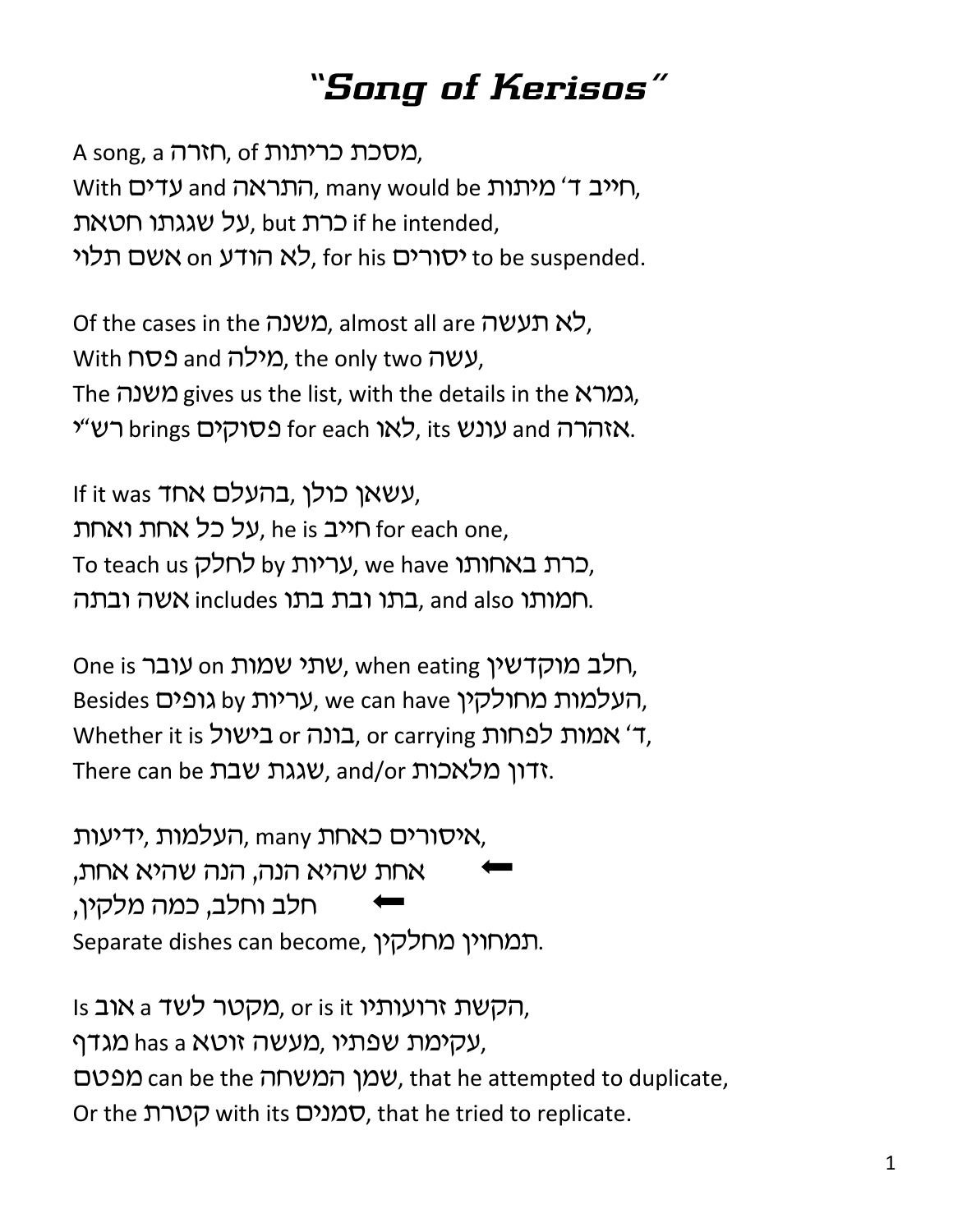# "Song of Kerisos"

A song, a חזרה, of מסכת כריתות,
With עדים and התראה, many would be חייב ד' מיתות,
על שגגתו חטאת, but כרת if he intended,
אשם תלוי on לא הודע, for his יסורים to be suspended.

Of the cases in the משנה, almost all are לא תעשה,
With פסח and מילה, the only two עשה,
The משנה gives us the list, with the details in the גמרא,
רש"י brings פסוקים for each לאו, its עונש and אזהרה.

If it was עשאן כולן ,בהעלם אחד,
על כל אחת ואחת, he is חייב for each one,
To teach us לחלק by עריות, we have כרת באחותו,
אשה ובתה includes בתו ובת בתו, and also חמותו.

One is עובר on שתי שמות, when eating חלב מוקדשין,
Besides גופים by עריות, we can have העלמות מחולקין,
Whether it is בישול or בונה, or carrying ד' אמות לפחות,
There can be שגגת שבת, and/or זדון מלאכות.

ידיעות, העלמות, many איסורים כאחת,
⬅ אחת שהיא הנה, הנה שהיא אחת,
⬅ חלב וחלב, כמה מלקין,
Separate dishes can become, תמחוין מחלקין.

Is אוב a מקטר לשד, or is it הקשת זרועותיו,
מגדף has a מעשה זוטא, עקימת שפתיו,
מפטם can be the שמן המשחה, that he attempted to duplicate,
Or the קטרת with its סמנים, that he tried to replicate.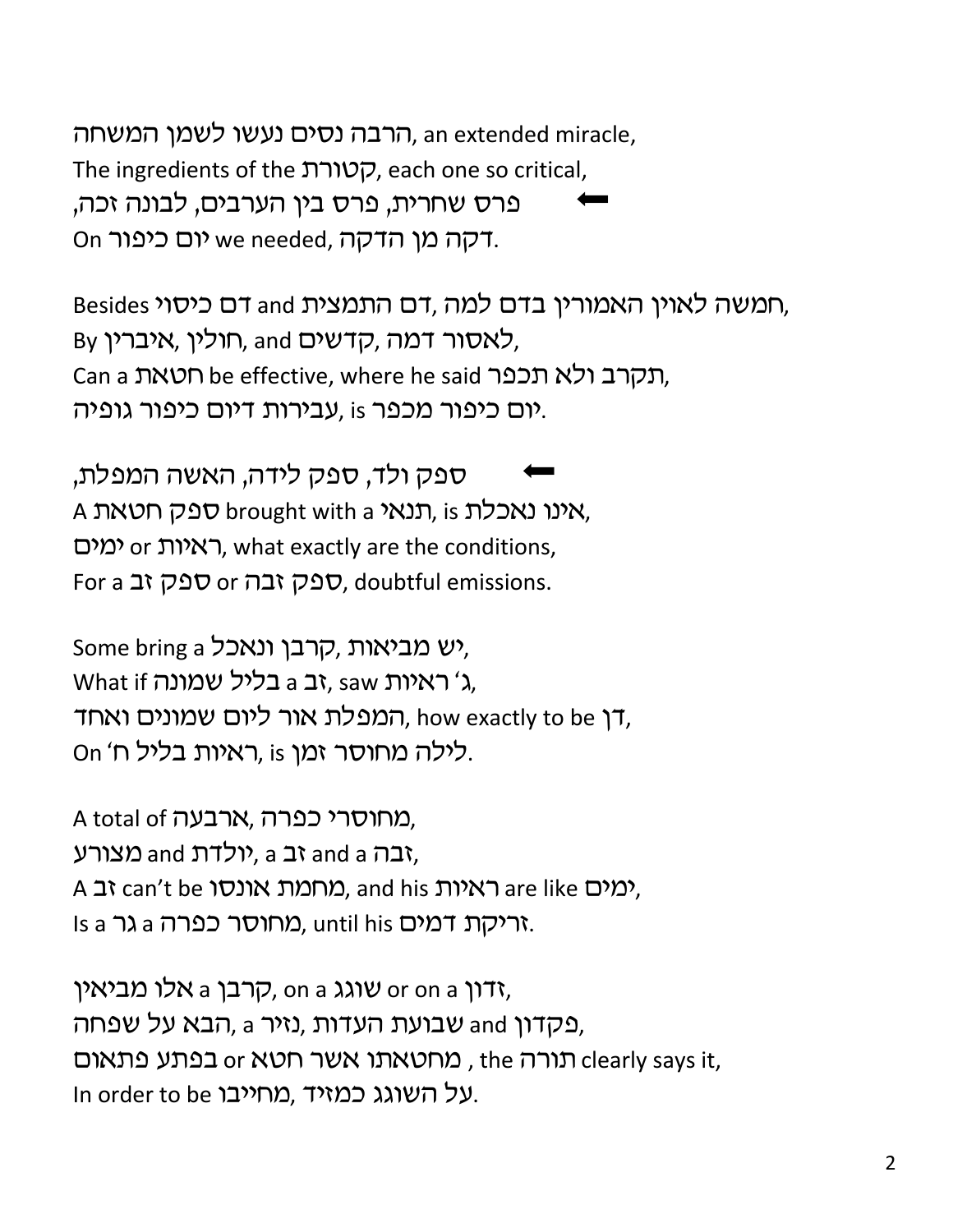הרבה נסים נעשו לשמן המשחה, an extended miracle,
The ingredients of the קטורת, each one so critical,
⬅ פרס שחרית, פרס בין הערבים, לבונה זכה,
On יום כיפור we needed, דקה מן הדקה.

Besides דם כיסוי and דם התמצית, חמשה לאוין האמורין בדם למה,
By איברין, חולין, and קדשים, לאסור דמה,
Can a חטאת be effective, where he said תקרב ולא תכפר,
עבירות דיום כיפור גופיה, is יום כיפור מכפר.

⬅ ספק ולד, ספק לידה, האשה המפלת,
A ספק חטאת brought with a תנאי, is אינו נאכלת,
ימים or ראיות, what exactly are the conditions,
For a ספק זב or ספק זבה, doubtful emissions.

Some bring a יש מביאות, קרבן ונאכל,
What if בליל שמונה a זב, saw ג' ראיות,
המפלת אור ליום שמונים ואחד, how exactly to be דן,
On ראיות בליל ח', is לילה מחוסר זמן.

A total of ארבעה, מחוסרי כפרה,
מצורע and יולדת, a זב and a זבה,
A זב can't be מחמת אונסו, and his ראיות are like ימים,
Is a גר a מחוסר כפרה, until his זריקת דמים.

אלו מביאין a קרבן, on a שוגג or on a זדון,
הבא על שפחה, נזיר a, שבועת העדות and פקדון,
בפתע פתאום or מחטאתו אשר חטא, the תורה clearly says it,
In order to be מחייבו, על השוגג כמזיד.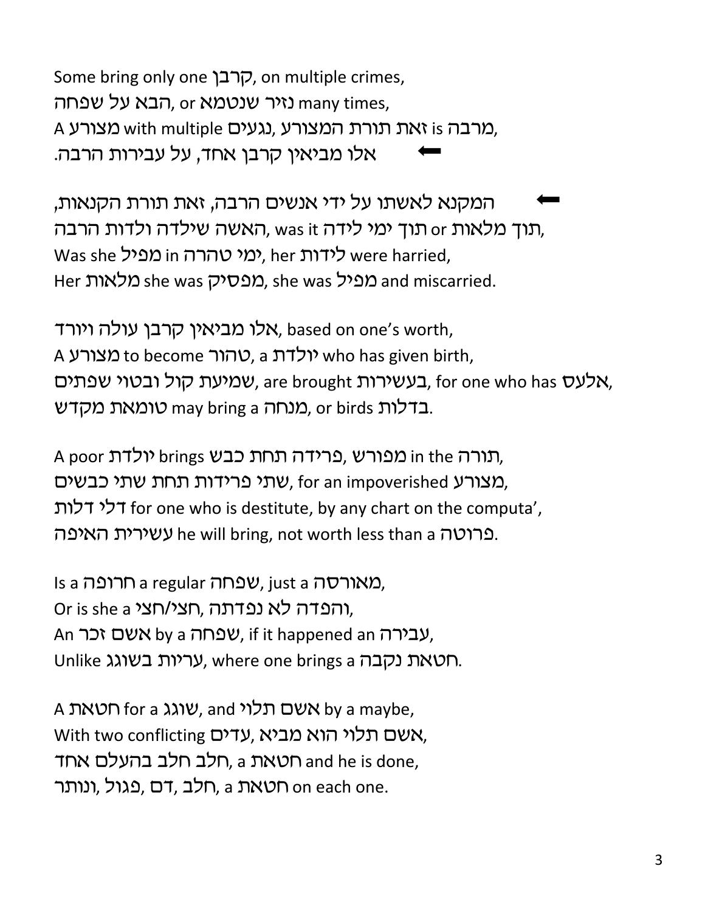Some bring only one קרבן, on multiple crimes,
הבא על שפחה, or נזיר שנטמא many times,
A מצורע with multiple נגעים, זאת תורת המצורע is מרבה,
אלו מביאין קרבן אחד, על עבירות הרבה. ⬅

⬅ המקנא לאשתו על ידי אנשים הרבה, זאת תורת הקנאות,
האשה שילדה ולדות הרבה, was it תוך ימי לידה or תוך מלאות,
Was she מפיל in ימי טהרה, her לידות were harried,
Her מלאות she was מפסיק, she was מפיל and miscarried.

אלו מביאין קרבן עולה ויורד, based on one's worth,
A מצורע to become טהור, a יולדת who has given birth,
שמיעת קול ובטוי שפתים, are brought בעשירות, for one who has אלעס,
טומאת מקדש may bring a מנחה, or birds בדלות.

A poor יולדת brings פרידה תחת כבש מפורש in the תורה,
שתי פרידות תחת שתי כבשים, for an impoverished מצורע,
דלי דלות for one who is destitute, by any chart on the computa',
עשירית האיפה he will bring, not worth less than a פרוטה.

Is a חרופה a regular שפחה, just a מאורסה,
Or is she a חצי/חצי, והפדה לא נפדתה,
An אשם זכר by a שפחה, if it happened an עבירה,
Unlike עריות בשוגג, where one brings a חטאת נקבה.

A חטאת for a שוגג, and אשם תלוי by a maybe,
With two conflicting עדים, אשם תלוי הוא מביא,
חלב חלב בהעלם אחד, a חטאת and he is done,
חלב, דם, פגול, ונותר, a חטאת on each one.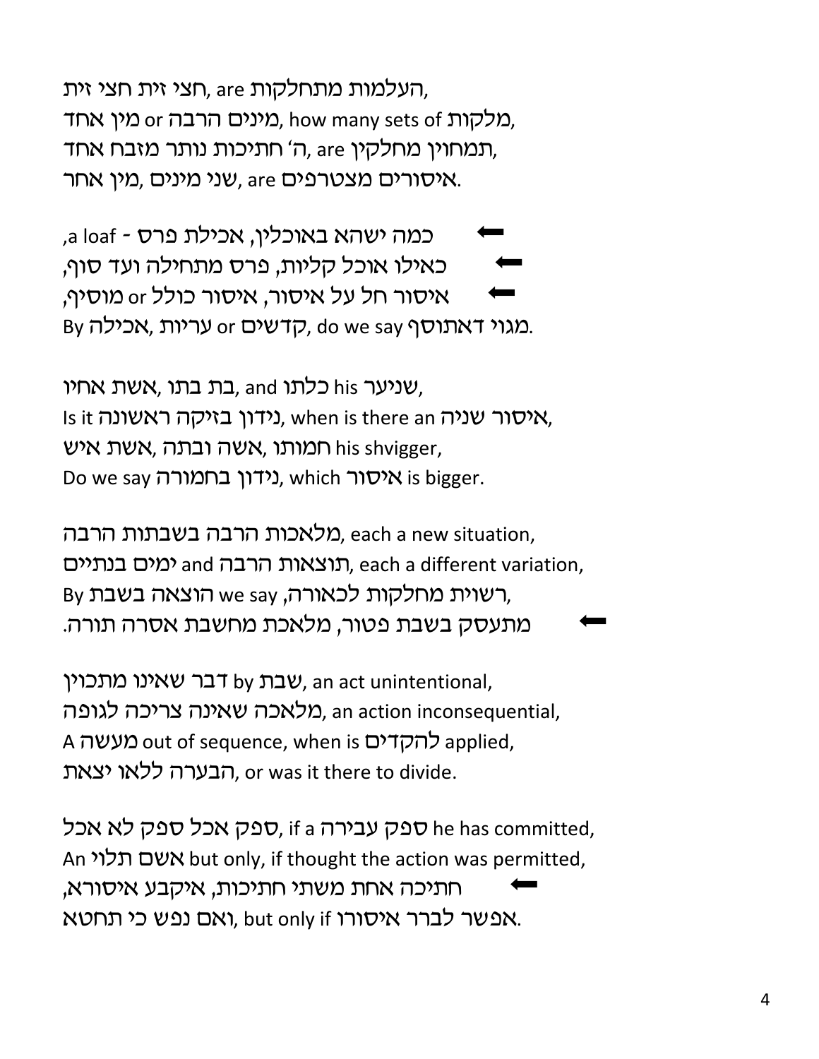חצי זית חצי זית, are העלמות מתחלקות,
מין אחד or מינים הרבה, how many sets of מלקות,
ה' חתיכות נותר מזבח אחד, are תמחוין מחלקין,
שני מינים, מין אחר, are איסורים מצטרפים.

⬅ כמה ישהא באוכלין, אכילת פרס - a loaf,
⬅ כאילו אוכל קליות, פרס מתחילה ועד סוף,
⬅ איסור חל על איסור, איסור כולל or מוסיף,
By אכילה, עריות or קדשים, do we say מגוי דאתוסף.

אשת אחיו, בת בתו, and כלתו his שניער,
Is it נידון בזיקה ראשונה, when is there an איסור שניה,
אשת איש, אשה ובתה, חמותו his shvigger,
Do we say נידון בחמורה, which איסור is bigger.

מלאכות הרבה בשבתות הרבה, each a new situation,
ימים בנתיים and תוצאות הרבה, each a different variation,
By הוצאה בשבת we say רשויות מחלקות לכאורה,
⬅ מתעסק בשבת פטור, מלאכת מחשבת אסרה תורה.

דבר שאינו מתכוין by שבת, an act unintentional,
מלאכה שאינה צריכה לגופה, an action inconsequential,
A מעשה out of sequence, when is להקדים applied,
הבערה ללאו יצאת, or was it there to divide.

ספק אכל ספק לא אכל, if a ספק עבירה he has committed,
An אשם תלוי but only, if thought the action was permitted,
⬅ חתיכה אחת משתי חתיכות, איקבע איסורא,
ואם נפש כי תחטא, but only if אפשר לברר איסורו.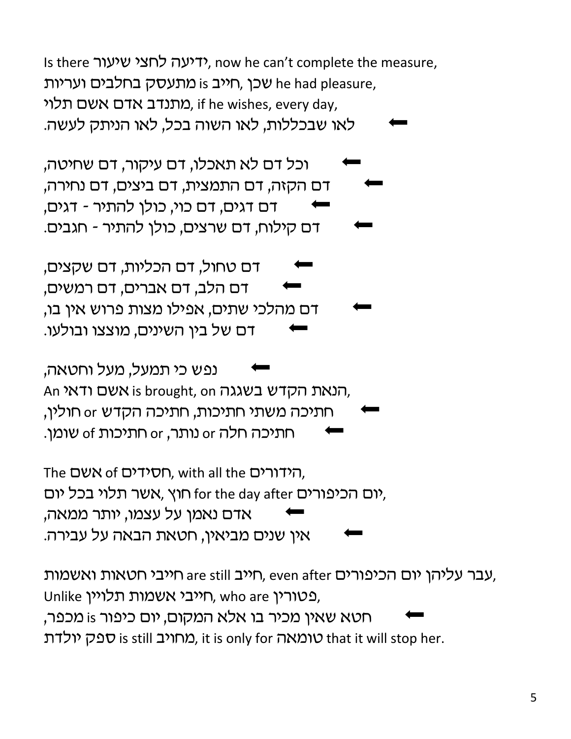Is there ידיעה לחצי שיעור, now he can't complete the measure,
מתעסק בחלבים ועריות is חייב, שכן he had pleasure,
מתנדב אדם אשם תלוי, if he wishes, every day,
➡ לאו שבכללות, לאו השוה בכל, לאו הניתק לעשה.

➡ וכל דם לא תאכלו, דם עיקור, דם שחיטה,
➡ דם הקזה, דם התמצית, דם ביצים, דם נחירה,
➡ דם דגים, דם כוי, כולן להתיר - דגים,
➡ דם קילוח, דם שרצים, כולן להתיר - חגבים.

➡ דם טחול, דם הכליות, דם שקצים,
➡ דם הלב, דם אברים, דם רמשים,
➡ דם מהלכי שתים, אפילו מצות פרוש אין בו,
➡ דם של בין השינים, מוצצו ובולעו.

➡ נפש כי תמעל, מעל וחטאה,
An אשם ודאי is brought, on הנאת הקדש בשגגה,
➡ חתיכה משתי חתיכות, חתיכה הקדש or חולין,
➡ חתיכה חלה or נותר, or חתיכות of שומן.

The אשם of חסידים, with all the הידורים,
אשר תלוי בכל יום, חוץ for the day after יום הכיפורים,
➡ אדם נאמן על עצמו, יותר ממאה,
➡ אין שנים מביאין, חטאת הבאה על עבירה.

חייבי חטאות ואשמות are still חייב, even after עבר עליהן יום הכיפורים,
Unlike חייבי אשמות תלויין, who are פטורין,
➡ חטא שאין מכיר בו אלא המקום, יום כיפור is מכפר,
ספק יולדת is still מחויב, it is only for טומאה that it will stop her.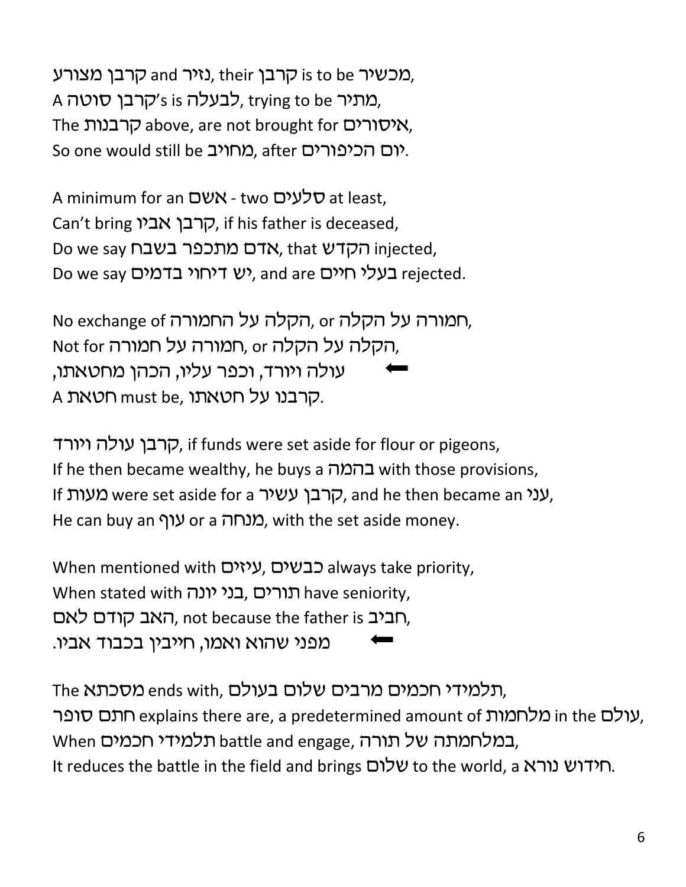קרבן מצורע and נזיר, their קרבן is to be מכשיר,
A קרבן סוטה's is לבעלה, trying to be מתיר,
The קרבנות above, are not brought for איסורים,
So one would still be מחויב, after יום הכיפורים.

A minimum for an אשם - two סלעים at least,
Can't bring קרבן אביו, if his father is deceased,
Do we say אדם מתכפר בשבח, that הקדש injected,
Do we say יש דיחוי בדמים, and are בעלי חיים rejected.

No exchange of הקלה על החמורה, or חמורה על הקלה,
Not for חמורה על חמורה, or הקלה על הקלה,
⬅ עולה ויורד, וכפר עליו, הכהן מחטאתו,
A חטאת must be, קרבנו על חטאתו.

קרבן עולה ויורד, if funds were set aside for flour or pigeons,
If he then became wealthy, he buys a בהמה with those provisions,
If מעות were set aside for a קרבן עשיר, and he then became an עני,
He can buy an עוף or a מנחה, with the set aside money.

When mentioned with עיזים, כבשים always take priority,
When stated with בני יונה, תורים have seniority,
האב קודם לאם, not because the father is חביב,
⬅ מפני שהוא ואמו, חייבין בכבוד אביו.

The מסכתא ends with, תלמידי חכמים מרבים שלום בעולם,
חתם סופר explains there are, a predetermined amount of מלחמות in the עולם,
When תלמידי חכמים battle and engage, במלחמתה של תורה,
It reduces the battle in the field and brings שלום to the world, a חידוש נורא.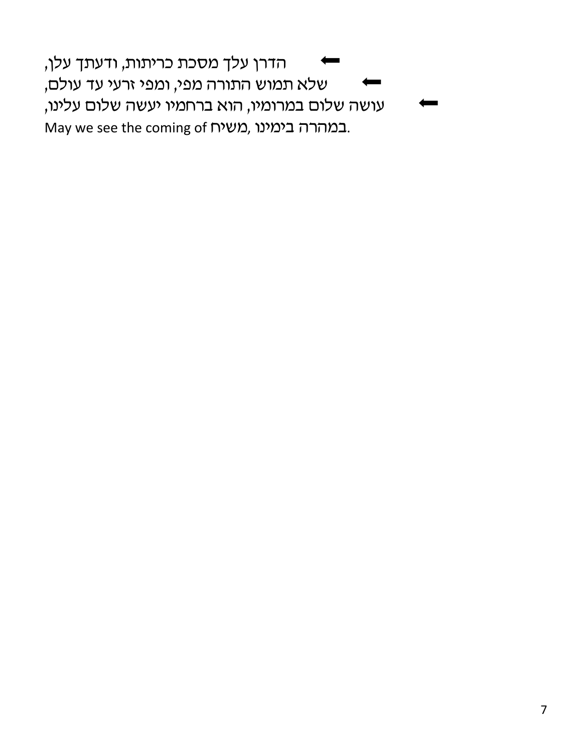⬅ הדרן עלך מסכת כריתות, ודעתך עלן,

⬅ שלא תמוש התורה מפי, ומפי זרעי עד עולם,

⬅ עושה שלום במרומיו, הוא ברחמיו יעשה שלום עלינו,

May we see the coming of משיח, במהרה בימינו.